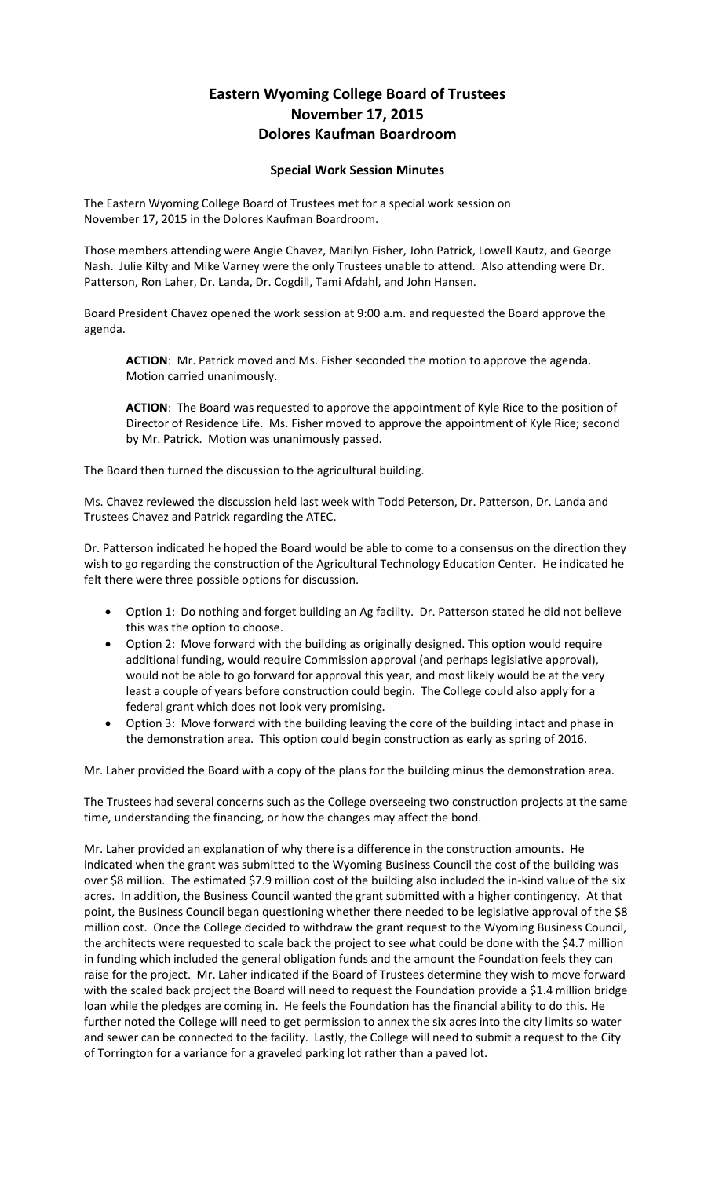# Eastern Wyoming College Board of Trustees
# November 17, 2015
# Dolores Kaufman Boardroom

### Special Work Session Minutes

The Eastern Wyoming College Board of Trustees met for a special work session on November 17, 2015 in the Dolores Kaufman Boardroom.

Those members attending were Angie Chavez, Marilyn Fisher, John Patrick, Lowell Kautz, and George Nash. Julie Kilty and Mike Varney were the only Trustees unable to attend. Also attending were Dr. Patterson, Ron Laher, Dr. Landa, Dr. Cogdill, Tami Afdahl, and John Hansen.

Board President Chavez opened the work session at 9:00 a.m. and requested the Board approve the agenda.

> **ACTION**: Mr. Patrick moved and Ms. Fisher seconded the motion to approve the agenda. Motion carried unanimously.
>
> **ACTION**: The Board was requested to approve the appointment of Kyle Rice to the position of Director of Residence Life. Ms. Fisher moved to approve the appointment of Kyle Rice; second by Mr. Patrick. Motion was unanimously passed.

The Board then turned the discussion to the agricultural building.

Ms. Chavez reviewed the discussion held last week with Todd Peterson, Dr. Patterson, Dr. Landa and Trustees Chavez and Patrick regarding the ATEC.

Dr. Patterson indicated he hoped the Board would be able to come to a consensus on the direction they wish to go regarding the construction of the Agricultural Technology Education Center. He indicated he felt there were three possible options for discussion.

- Option 1: Do nothing and forget building an Ag facility. Dr. Patterson stated he did not believe this was the option to choose.
- Option 2: Move forward with the building as originally designed. This option would require additional funding, would require Commission approval (and perhaps legislative approval), would not be able to go forward for approval this year, and most likely would be at the very least a couple of years before construction could begin. The College could also apply for a federal grant which does not look very promising.
- Option 3: Move forward with the building leaving the core of the building intact and phase in the demonstration area. This option could begin construction as early as spring of 2016.

Mr. Laher provided the Board with a copy of the plans for the building minus the demonstration area.

The Trustees had several concerns such as the College overseeing two construction projects at the same time, understanding the financing, or how the changes may affect the bond.

Mr. Laher provided an explanation of why there is a difference in the construction amounts. He indicated when the grant was submitted to the Wyoming Business Council the cost of the building was over $8 million. The estimated $7.9 million cost of the building also included the in-kind value of the six acres. In addition, the Business Council wanted the grant submitted with a higher contingency. At that point, the Business Council began questioning whether there needed to be legislative approval of the $8 million cost. Once the College decided to withdraw the grant request to the Wyoming Business Council, the architects were requested to scale back the project to see what could be done with the $4.7 million in funding which included the general obligation funds and the amount the Foundation feels they can raise for the project. Mr. Laher indicated if the Board of Trustees determine they wish to move forward with the scaled back project the Board will need to request the Foundation provide a $1.4 million bridge loan while the pledges are coming in. He feels the Foundation has the financial ability to do this. He further noted the College will need to get permission to annex the six acres into the city limits so water and sewer can be connected to the facility. Lastly, the College will need to submit a request to the City of Torrington for a variance for a graveled parking lot rather than a paved lot.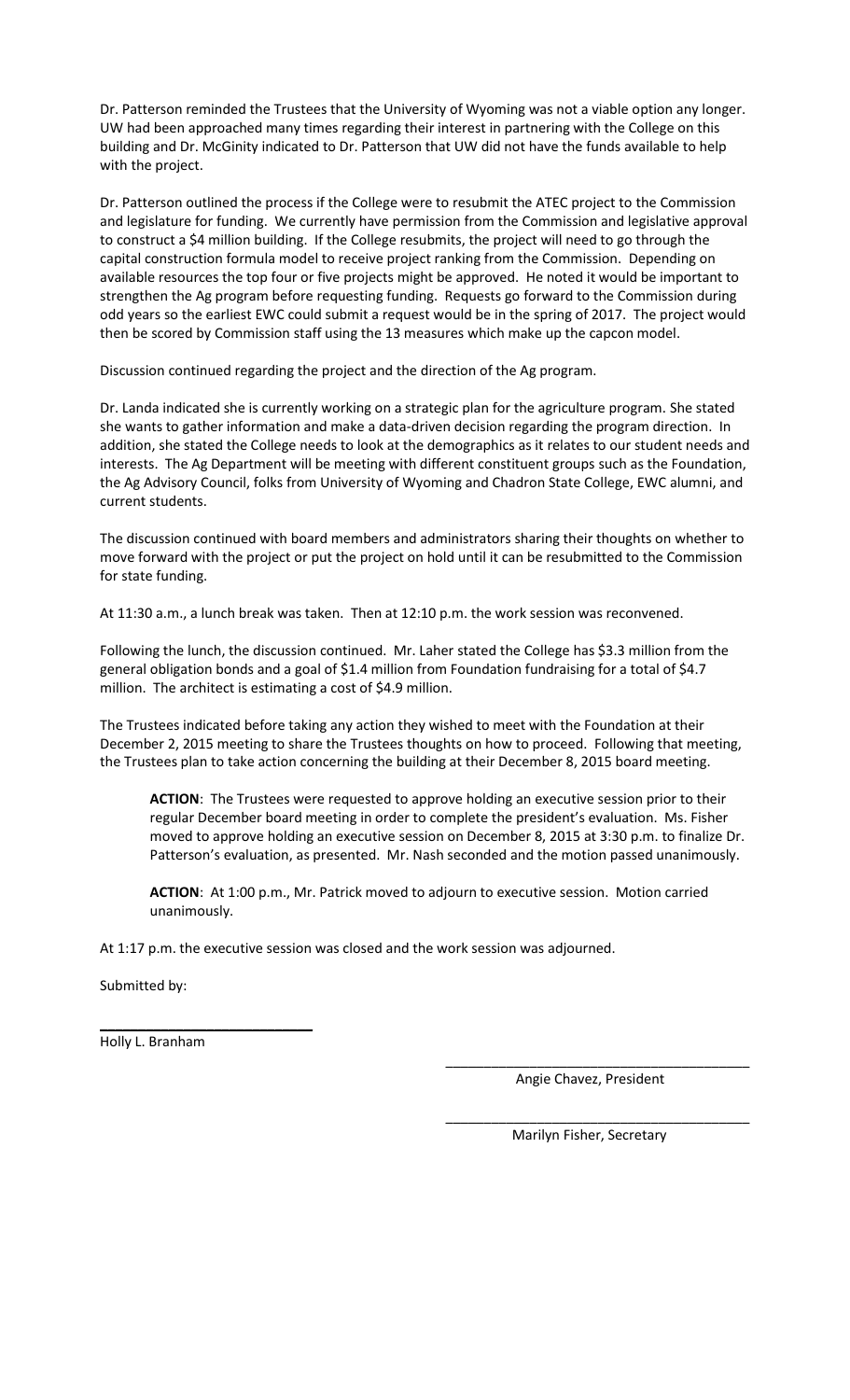Dr. Patterson reminded the Trustees that the University of Wyoming was not a viable option any longer. UW had been approached many times regarding their interest in partnering with the College on this building and Dr. McGinity indicated to Dr. Patterson that UW did not have the funds available to help with the project.

Dr. Patterson outlined the process if the College were to resubmit the ATEC project to the Commission and legislature for funding. We currently have permission from the Commission and legislative approval to construct a $4 million building. If the College resubmits, the project will need to go through the capital construction formula model to receive project ranking from the Commission. Depending on available resources the top four or five projects might be approved. He noted it would be important to strengthen the Ag program before requesting funding. Requests go forward to the Commission during odd years so the earliest EWC could submit a request would be in the spring of 2017. The project would then be scored by Commission staff using the 13 measures which make up the capcon model.

Discussion continued regarding the project and the direction of the Ag program.

Dr. Landa indicated she is currently working on a strategic plan for the agriculture program. She stated she wants to gather information and make a data-driven decision regarding the program direction. In addition, she stated the College needs to look at the demographics as it relates to our student needs and interests. The Ag Department will be meeting with different constituent groups such as the Foundation, the Ag Advisory Council, folks from University of Wyoming and Chadron State College, EWC alumni, and current students.

The discussion continued with board members and administrators sharing their thoughts on whether to move forward with the project or put the project on hold until it can be resubmitted to the Commission for state funding.

At 11:30 a.m., a lunch break was taken. Then at 12:10 p.m. the work session was reconvened.

Following the lunch, the discussion continued. Mr. Laher stated the College has $3.3 million from the general obligation bonds and a goal of $1.4 million from Foundation fundraising for a total of $4.7 million. The architect is estimating a cost of $4.9 million.

The Trustees indicated before taking any action they wished to meet with the Foundation at their December 2, 2015 meeting to share the Trustees thoughts on how to proceed. Following that meeting, the Trustees plan to take action concerning the building at their December 8, 2015 board meeting.

> **ACTION**: The Trustees were requested to approve holding an executive session prior to their regular December board meeting in order to complete the president's evaluation. Ms. Fisher moved to approve holding an executive session on December 8, 2015 at 3:30 p.m. to finalize Dr. Patterson's evaluation, as presented. Mr. Nash seconded and the motion passed unanimously.

> **ACTION**: At 1:00 p.m., Mr. Patrick moved to adjourn to executive session. Motion carried unanimously.

At 1:17 p.m. the executive session was closed and the work session was adjourned.

Submitted by:

\_\_\_\_\_\_\_\_\_\_\_\_\_\_\_\_\_\_\_\_\_\_\_\_\_\_\_\_

Holly L. Branham

\_\_\_\_\_\_\_\_\_\_\_\_\_\_\_\_\_\_\_\_\_\_\_\_\_\_\_\_\_\_\_\_\_\_\_\_\_\_\_\_

Angie Chavez, President

\_\_\_\_\_\_\_\_\_\_\_\_\_\_\_\_\_\_\_\_\_\_\_\_\_\_\_\_\_\_\_\_\_\_\_\_\_\_\_\_

Marilyn Fisher, Secretary